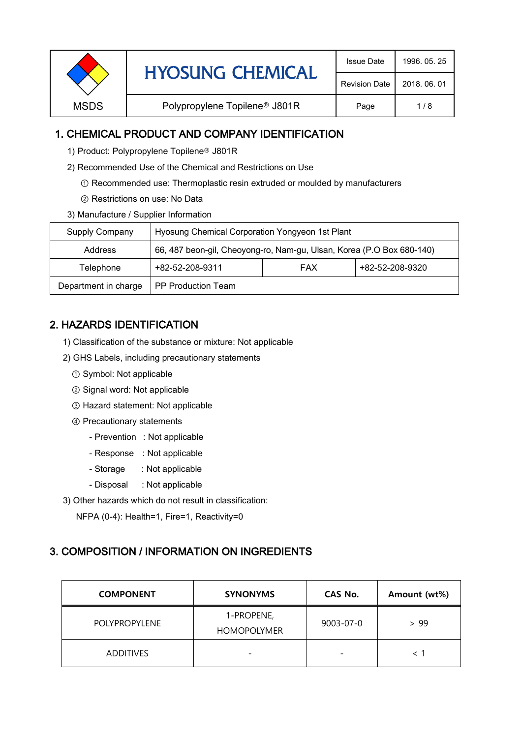| MSDS | HYOSUNG CHEMICAL | Issue Date | 1996. 05. 25 |
| --- | --- | --- | --- |
| | | Revision Date | 2018. 06. 01 |
| | Polypropylene Topilene® J801R | | |

## 1. CHEMICAL PRODUCT AND COMPANY IDENTIFICATION

1) Product: Polypropylene Topilene® J801R

2) Recommended Use of the Chemical and Restrictions on Use

① Recommended use: Thermoplastic resin extruded or moulded by manufacturers

② Restrictions on use: No Data

3) Manufacture / Supplier Information

| Supply Company | Hyosung Chemical Corporation Yongyeon 1st Plant | | |
| --- | --- | --- | --- |
| Address | 66, 487 beon-gil, Cheoyong-ro, Nam-gu, Ulsan, Korea (P.O Box 680-140) | | |
| Telephone | +82-52-208-9311 | FAX | +82-52-208-9320 |
| Department in charge | PP Production Team | | |

## 2. HAZARDS IDENTIFICATION

1) Classification of the substance or mixture: Not applicable

2) GHS Labels, including precautionary statements

① Symbol: Not applicable

② Signal word: Not applicable

③ Hazard statement: Not applicable

④ Precautionary statements

- Prevention : Not applicable
- Response : Not applicable
- Storage : Not applicable
- Disposal : Not applicable

3) Other hazards which do not result in classification:

NFPA (0-4): Health=1, Fire=1, Reactivity=0

## 3. COMPOSITION / INFORMATION ON INGREDIENTS

| COMPONENT | SYNONYMS | CAS No. | Amount (wt%) |
| --- | --- | --- | --- |
| POLYPROPYLENE | 1-PROPENE, HOMOPOLYMER | 9003-07-0 | > 99 |
| ADDITIVES | - | - | < 1 |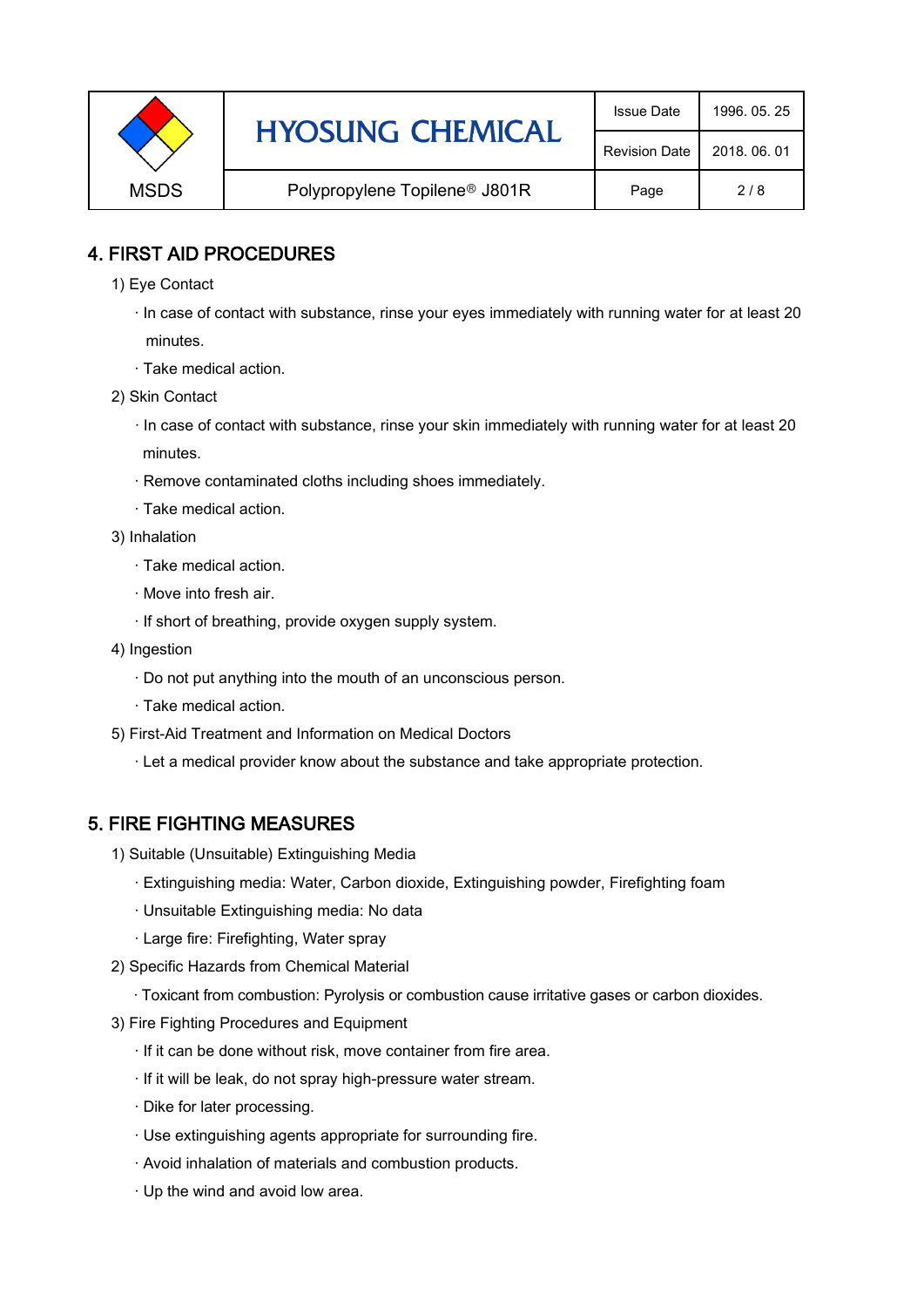## 4. FIRST AID PROCEDURES

1) Eye Contact

· In case of contact with substance, rinse your eyes immediately with running water for at least 20 minutes.

· Take medical action.

2) Skin Contact

· In case of contact with substance, rinse your skin immediately with running water for at least 20 minutes.

· Remove contaminated cloths including shoes immediately.

· Take medical action.

3) Inhalation

· Take medical action.

· Move into fresh air.

· If short of breathing, provide oxygen supply system.

4) Ingestion

· Do not put anything into the mouth of an unconscious person.

· Take medical action.

5) First-Aid Treatment and Information on Medical Doctors

· Let a medical provider know about the substance and take appropriate protection.

## 5. FIRE FIGHTING MEASURES

1) Suitable (Unsuitable) Extinguishing Media

· Extinguishing media: Water, Carbon dioxide, Extinguishing powder, Firefighting foam

· Unsuitable Extinguishing media: No data

· Large fire: Firefighting, Water spray

2) Specific Hazards from Chemical Material

· Toxicant from combustion: Pyrolysis or combustion cause irritative gases or carbon dioxides.

3) Fire Fighting Procedures and Equipment

· If it can be done without risk, move container from fire area.

· If it will be leak, do not spray high-pressure water stream.

· Dike for later processing.

· Use extinguishing agents appropriate for surrounding fire.

· Avoid inhalation of materials and combustion products.

· Up the wind and avoid low area.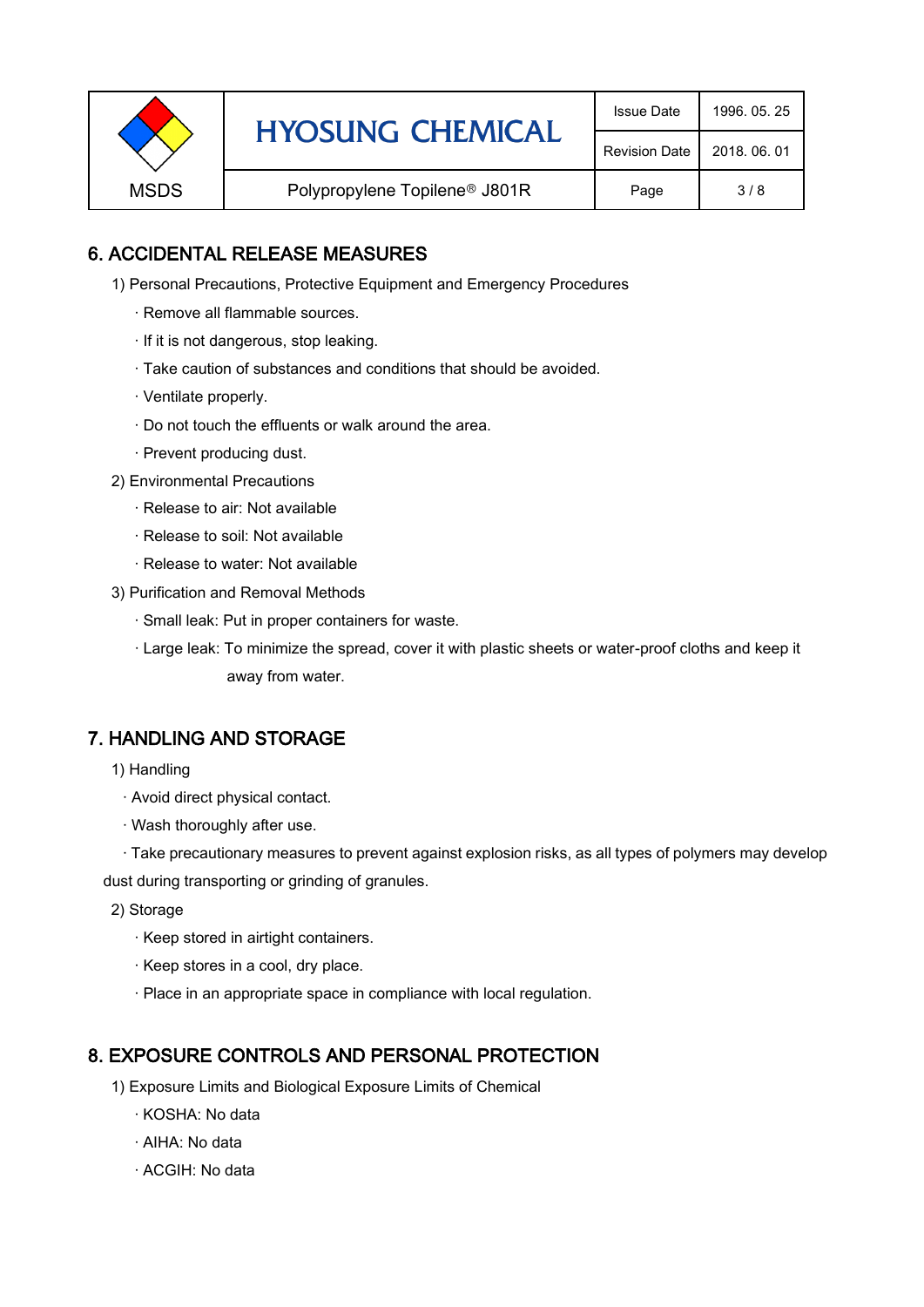## 6. ACCIDENTAL RELEASE MEASURES

1) Personal Precautions, Protective Equipment and Emergency Procedures

- · Remove all flammable sources.
- · If it is not dangerous, stop leaking.
- · Take caution of substances and conditions that should be avoided.
- · Ventilate properly.
- · Do not touch the effluents or walk around the area.
- · Prevent producing dust.

2) Environmental Precautions

- · Release to air: Not available
- · Release to soil: Not available
- · Release to water: Not available

3) Purification and Removal Methods

- · Small leak: Put in proper containers for waste.
- · Large leak: To minimize the spread, cover it with plastic sheets or water-proof cloths and keep it away from water.

## 7. HANDLING AND STORAGE

1) Handling

- · Avoid direct physical contact.
- · Wash thoroughly after use.
- · Take precautionary measures to prevent against explosion risks, as all types of polymers may develop dust during transporting or grinding of granules.

2) Storage

- · Keep stored in airtight containers.
- · Keep stores in a cool, dry place.
- · Place in an appropriate space in compliance with local regulation.

## 8. EXPOSURE CONTROLS AND PERSONAL PROTECTION

1) Exposure Limits and Biological Exposure Limits of Chemical

- · KOSHA: No data
- · AIHA: No data
- · ACGIH: No data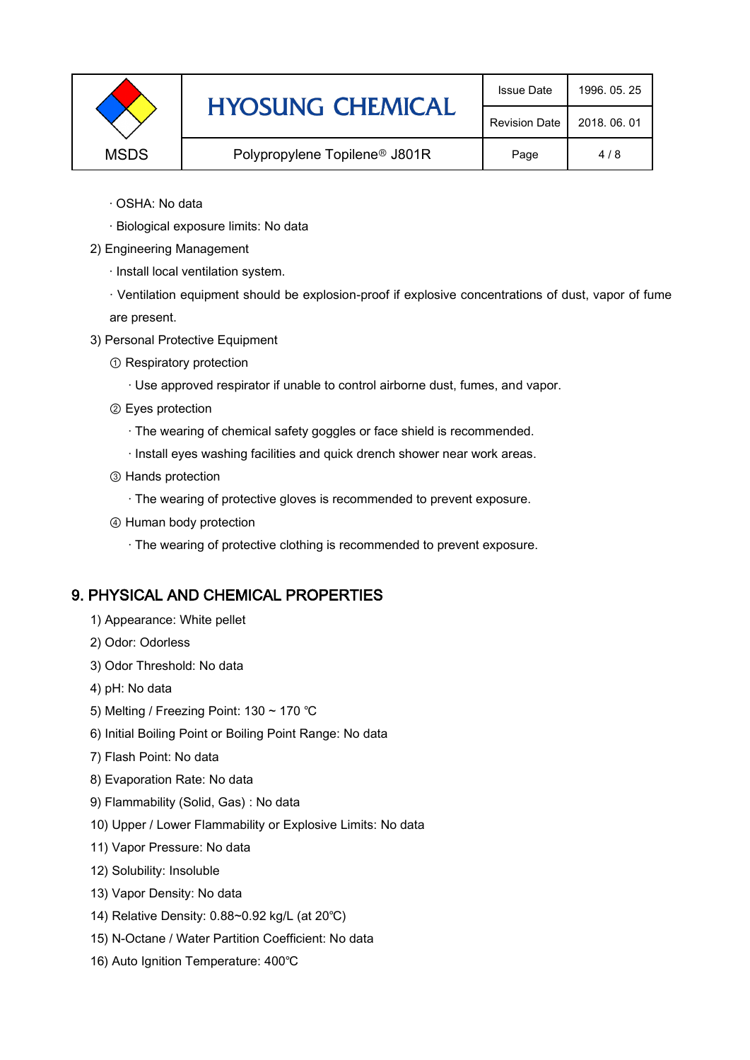· OSHA: No data

· Biological exposure limits: No data

2) Engineering Management

· Install local ventilation system.

· Ventilation equipment should be explosion-proof if explosive concentrations of dust, vapor of fume are present.

3) Personal Protective Equipment

① Respiratory protection

· Use approved respirator if unable to control airborne dust, fumes, and vapor.

② Eyes protection

· The wearing of chemical safety goggles or face shield is recommended.

· Install eyes washing facilities and quick drench shower near work areas.

③ Hands protection

· The wearing of protective gloves is recommended to prevent exposure.

④ Human body protection

· The wearing of protective clothing is recommended to prevent exposure.

## 9. PHYSICAL AND CHEMICAL PROPERTIES

1) Appearance: White pellet

2) Odor: Odorless

3) Odor Threshold: No data

4) pH: No data

5) Melting / Freezing Point: 130 ~ 170 ℃

6) Initial Boiling Point or Boiling Point Range: No data

7) Flash Point: No data

8) Evaporation Rate: No data

9) Flammability (Solid, Gas) : No data

10) Upper / Lower Flammability or Explosive Limits: No data

11) Vapor Pressure: No data

12) Solubility: Insoluble

13) Vapor Density: No data

14) Relative Density: 0.88~0.92 kg/L (at 20℃)

15) N-Octane / Water Partition Coefficient: No data

16) Auto Ignition Temperature: 400℃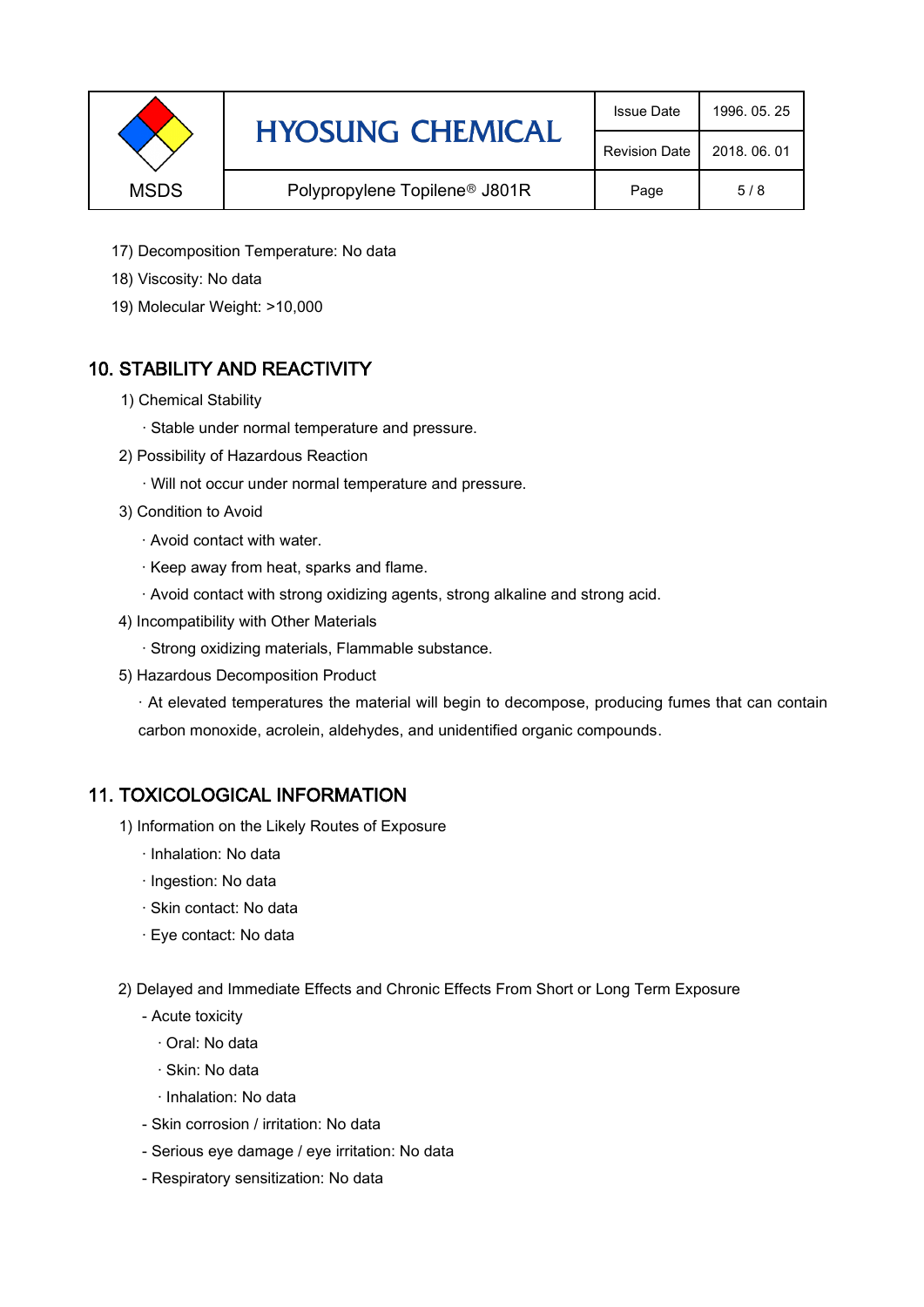17) Decomposition Temperature: No data

18) Viscosity: No data

19) Molecular Weight: >10,000

## 10. STABILITY AND REACTIVITY

1) Chemical Stability

· Stable under normal temperature and pressure.

2) Possibility of Hazardous Reaction

· Will not occur under normal temperature and pressure.

3) Condition to Avoid

· Avoid contact with water.

· Keep away from heat, sparks and flame.

· Avoid contact with strong oxidizing agents, strong alkaline and strong acid.

4) Incompatibility with Other Materials

· Strong oxidizing materials, Flammable substance.

5) Hazardous Decomposition Product

· At elevated temperatures the material will begin to decompose, producing fumes that can contain carbon monoxide, acrolein, aldehydes, and unidentified organic compounds.

## 11. TOXICOLOGICAL INFORMATION

1) Information on the Likely Routes of Exposure

· Inhalation: No data

· Ingestion: No data

· Skin contact: No data

· Eye contact: No data

2) Delayed and Immediate Effects and Chronic Effects From Short or Long Term Exposure

- Acute toxicity

  · Oral: No data

  · Skin: No data

  · Inhalation: No data

- Skin corrosion / irritation: No data

- Serious eye damage / eye irritation: No data

- Respiratory sensitization: No data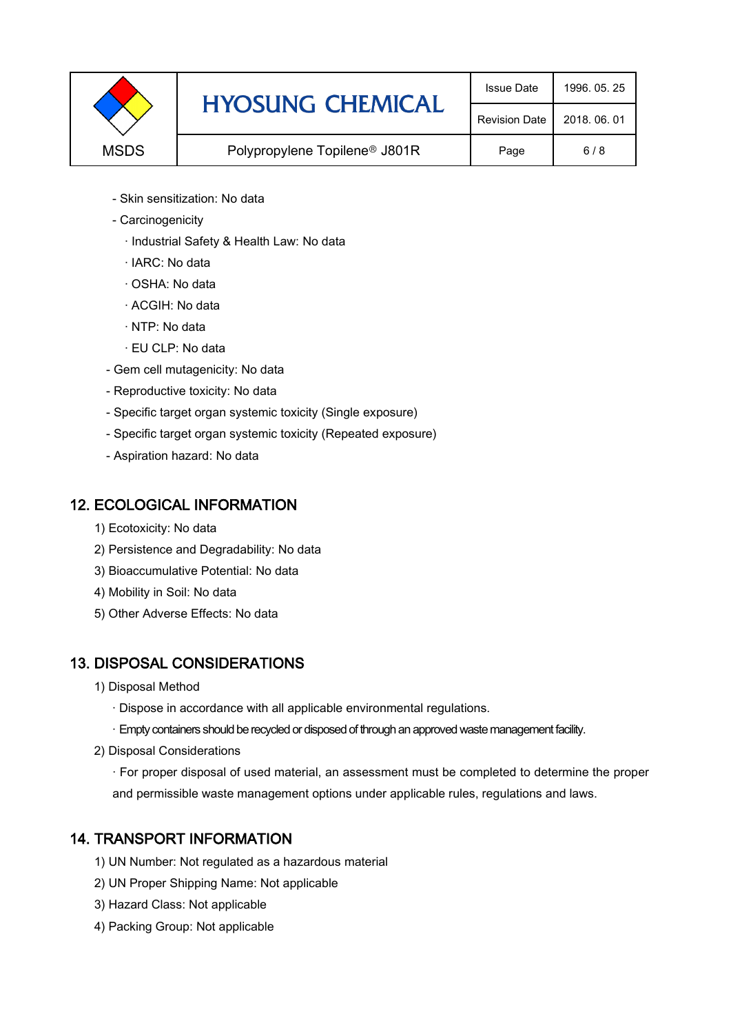- Skin sensitization: No data
- Carcinogenicity
  - · Industrial Safety & Health Law: No data
  - · IARC: No data
  - · OSHA: No data
  - · ACGIH: No data
  - · NTP: No data
  - · EU CLP: No data
- Gem cell mutagenicity: No data
- Reproductive toxicity: No data
- Specific target organ systemic toxicity (Single exposure)
- Specific target organ systemic toxicity (Repeated exposure)
- Aspiration hazard: No data

## 12. ECOLOGICAL INFORMATION

1) Ecotoxicity: No data
2) Persistence and Degradability: No data
3) Bioaccumulative Potential: No data
4) Mobility in Soil: No data
5) Other Adverse Effects: No data

## 13. DISPOSAL CONSIDERATIONS

1) Disposal Method
   - · Dispose in accordance with all applicable environmental regulations.
   - · Empty containers should be recycled or disposed of through an approved waste management facility.
2) Disposal Considerations
   - · For proper disposal of used material, an assessment must be completed to determine the proper and permissible waste management options under applicable rules, regulations and laws.

## 14. TRANSPORT INFORMATION

1) UN Number: Not regulated as a hazardous material
2) UN Proper Shipping Name: Not applicable
3) Hazard Class: Not applicable
4) Packing Group: Not applicable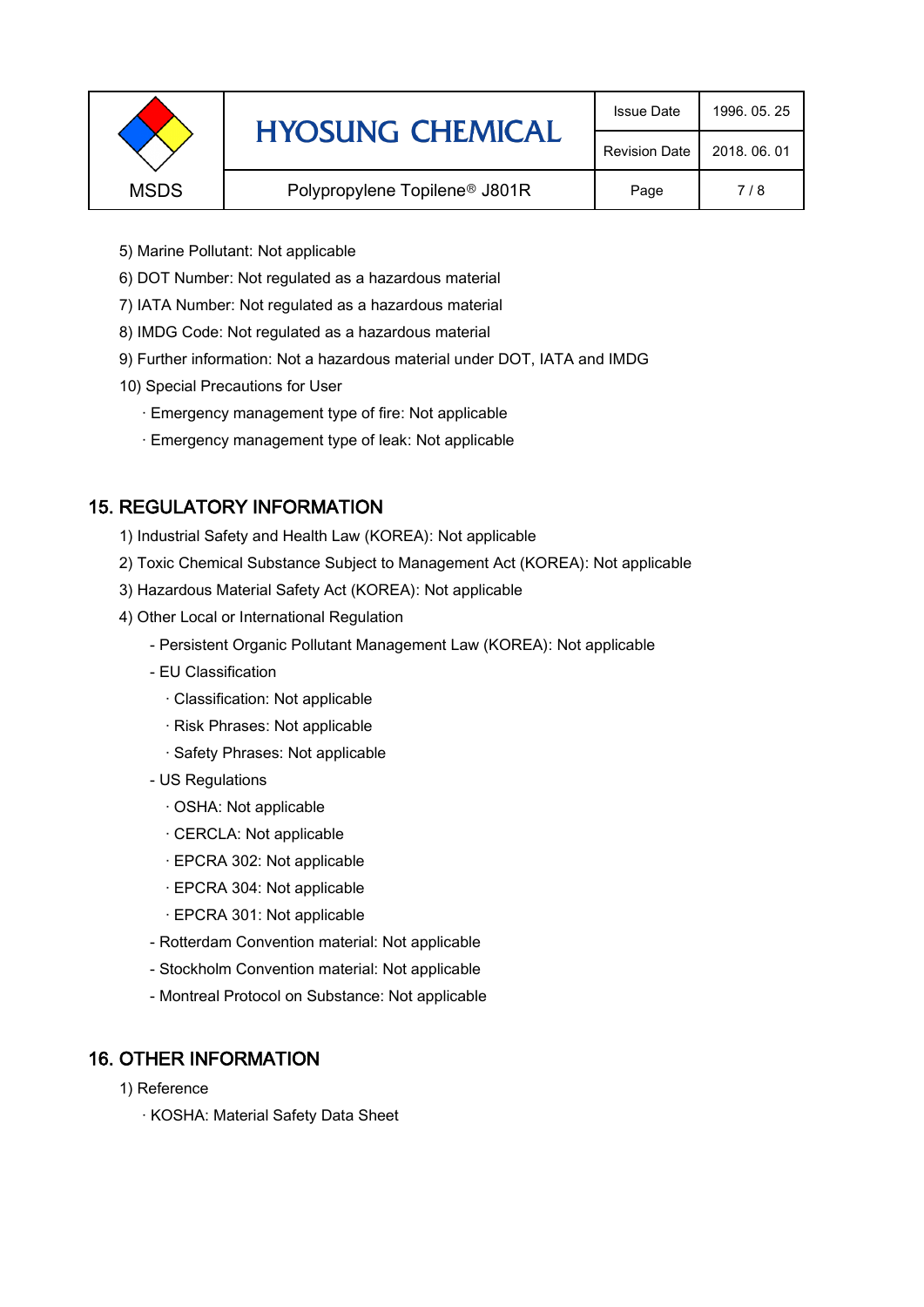5) Marine Pollutant: Not applicable

6) DOT Number: Not regulated as a hazardous material

7) IATA Number: Not regulated as a hazardous material

8) IMDG Code: Not regulated as a hazardous material

9) Further information: Not a hazardous material under DOT, IATA and IMDG

10) Special Precautions for User

- · Emergency management type of fire: Not applicable
- · Emergency management type of leak: Not applicable

## 15. REGULATORY INFORMATION

1) Industrial Safety and Health Law (KOREA): Not applicable

2) Toxic Chemical Substance Subject to Management Act (KOREA): Not applicable

3) Hazardous Material Safety Act (KOREA): Not applicable

4) Other Local or International Regulation

- Persistent Organic Pollutant Management Law (KOREA): Not applicable
- EU Classification
  - · Classification: Not applicable
  - · Risk Phrases: Not applicable
  - · Safety Phrases: Not applicable
- US Regulations
  - · OSHA: Not applicable
  - · CERCLA: Not applicable
  - · EPCRA 302: Not applicable
  - · EPCRA 304: Not applicable
  - · EPCRA 301: Not applicable
- Rotterdam Convention material: Not applicable
- Stockholm Convention material: Not applicable
- Montreal Protocol on Substance: Not applicable

## 16. OTHER INFORMATION

1) Reference

- · KOSHA: Material Safety Data Sheet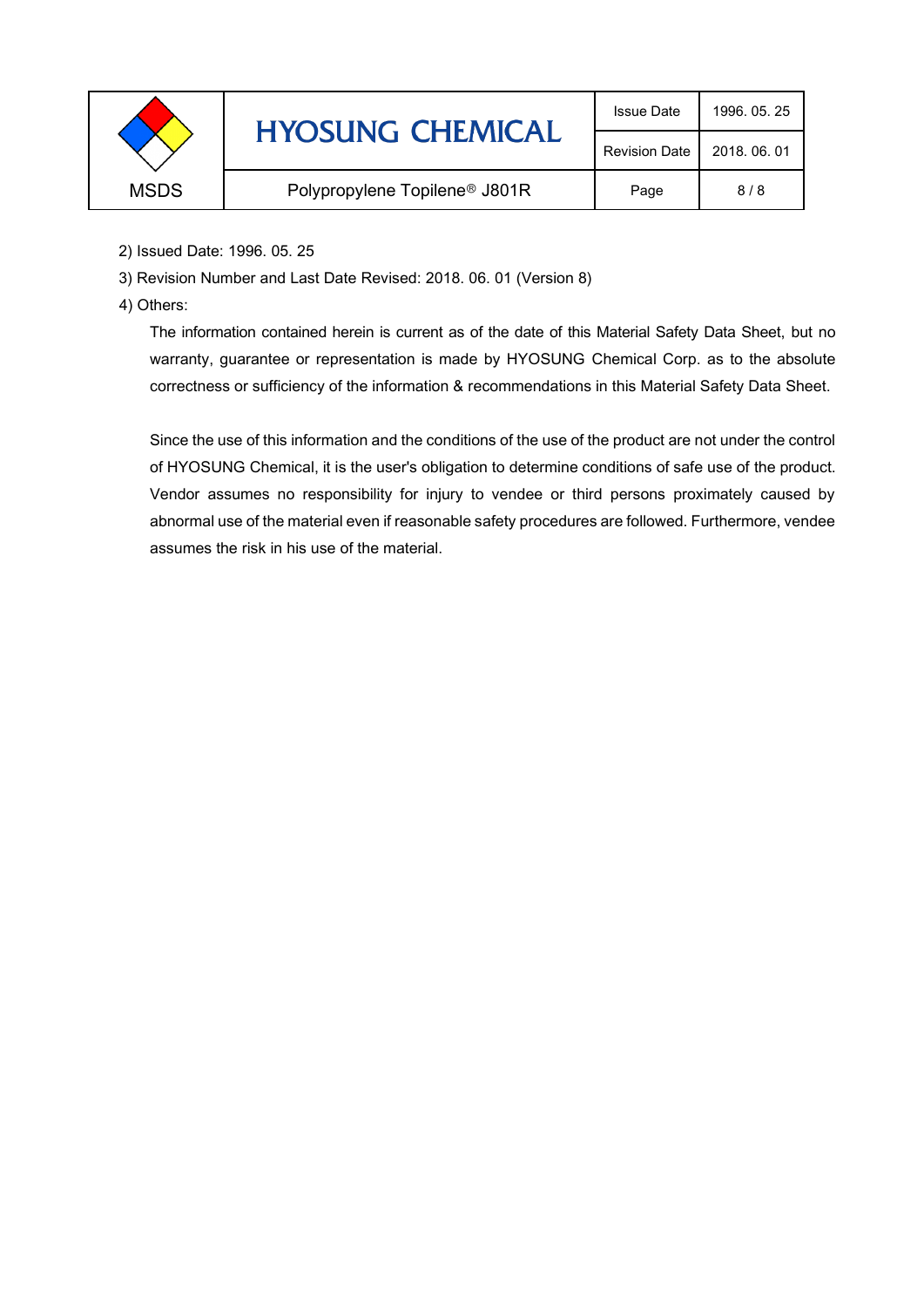2) Issued Date: 1996. 05. 25

3) Revision Number and Last Date Revised: 2018. 06. 01 (Version 8)

4) Others:

The information contained herein is current as of the date of this Material Safety Data Sheet, but no warranty, guarantee or representation is made by HYOSUNG Chemical Corp. as to the absolute correctness or sufficiency of the information & recommendations in this Material Safety Data Sheet.

Since the use of this information and the conditions of the use of the product are not under the control of HYOSUNG Chemical, it is the user's obligation to determine conditions of safe use of the product. Vendor assumes no responsibility for injury to vendee or third persons proximately caused by abnormal use of the material even if reasonable safety procedures are followed. Furthermore, vendee assumes the risk in his use of the material.